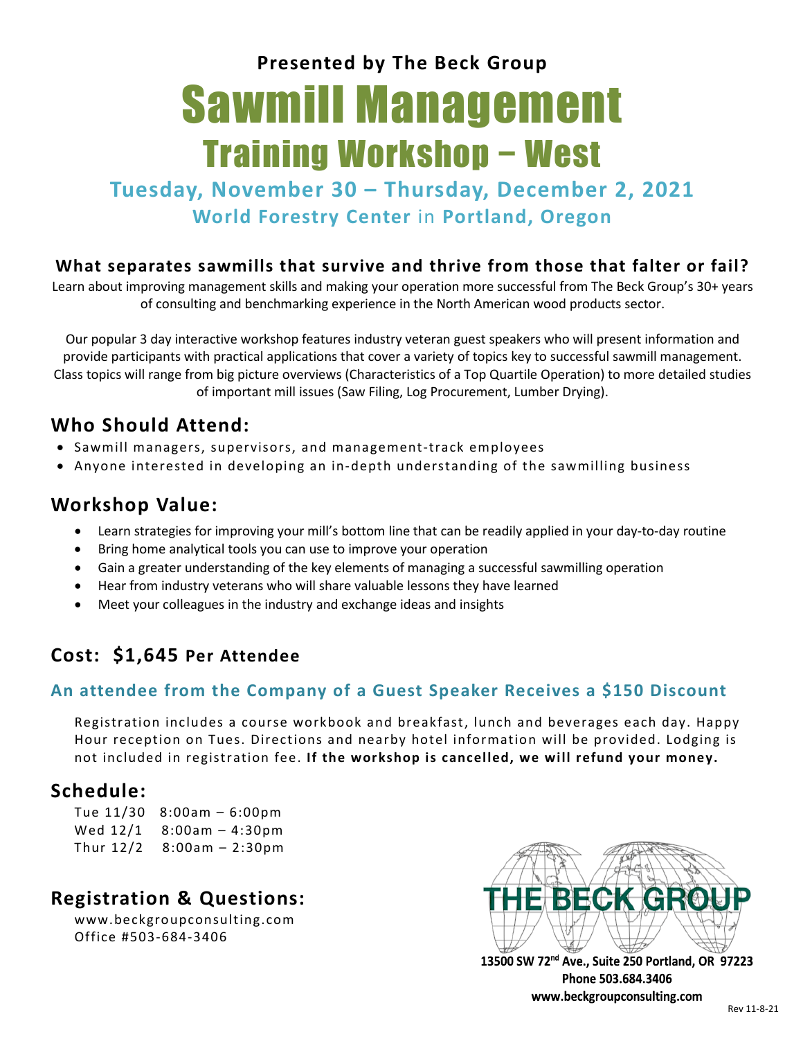**Presented by The Beck Group**

# Sawmill Management

## Training Workshop – West

### Tuesday, November 30 – Thursday, December 2, 2021

**World Forestry Center** in **Portland, Oregon**

### What separates sawmills that survive and thrive from those that falter or fail?

Learn about improving management skills and making your operation more successful from The Beck Group's 30+ years of consulting and benchmarking experience in the North American wood products sector.

Our popular 3 day interactive workshop features industry veteran guest speakers who will present information and provide participants with practical applications that cover a variety of topics key to successful sawmill management. Class topics will range from big picture overviews (Characteristics of a Top Quartile Operation) to more detailed studies of important mill issues (Saw Filing, Log Procurement, Lumber Drying).

## Who Should Attend:

- Sawmill managers, supervisors, and management-track employees
- Anyone interested in developing an in-depth understanding of the sawmilling business

## Workshop Value:

- Learn strategies for improving your mill's bottom line that can be readily applied in your day-to-day routine
- Bring home analytical tools you can use to improve your operation
- Gain a greater understanding of the key elements of managing a successful sawmilling operation
- Hear from industry veterans who will share valuable lessons they have learned
- Meet your colleagues in the industry and exchange ideas and insights

## Cost: $1,645 Per Attendee

### An attendee from the Company of a Guest Speaker Receives a $150 Discount

Registration includes a course workbook and breakfast, lunch and beverages each day. Happy Hour reception on Tues. Directions and nearby hotel information will be provided. Lodging is not included in registration fee. **If the workshop is cancelled, we will refund your money.**

## Schedule:

Tue 11/30 8:00am – 6:00pm
Wed 12/1 8:00am – 4:30pm
Thur 12/2 8:00am – 2:30pm

## Registration & Questions:

www.beckgroupconsulting.com
Office #503-684-3406

**THE BECK GROUP**

**13500 SW 72nd Ave., Suite 250 Portland, OR 97223**
**Phone 503.684.3406**
**www.beckgroupconsulting.com**

Rev 11-8-21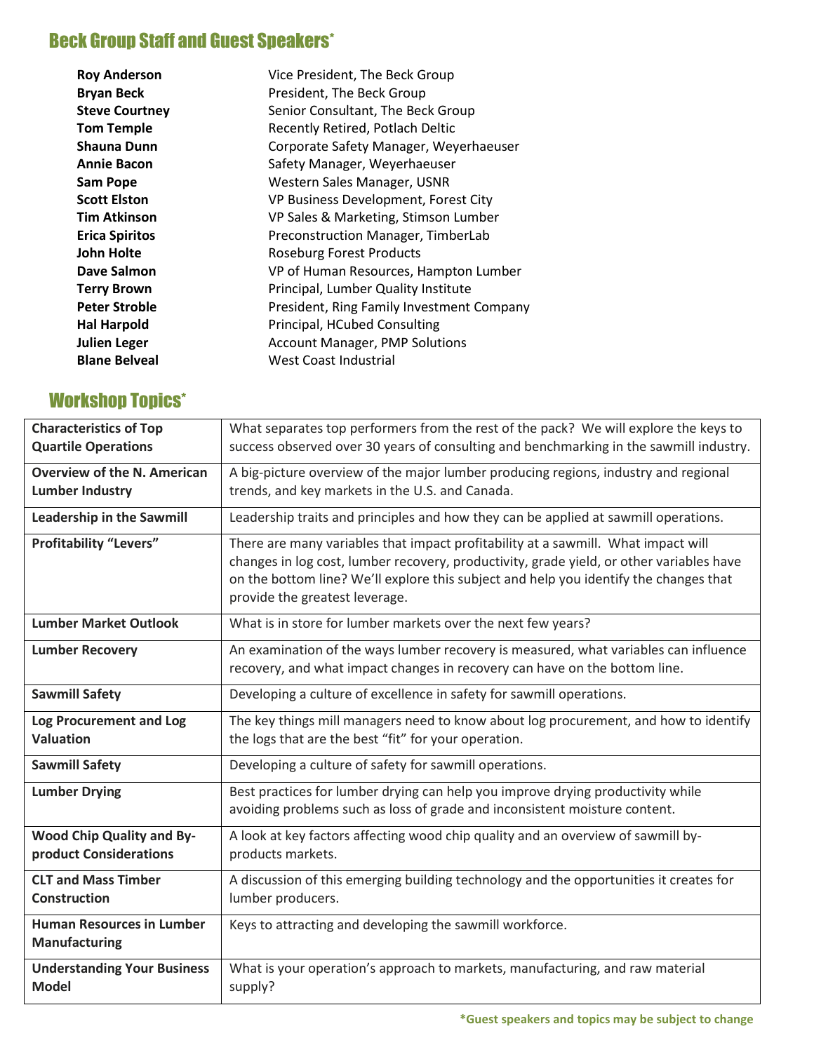## Beck Group Staff and Guest Speakers*

| | |
|---|---|
| **Roy Anderson** | Vice President, The Beck Group |
| **Bryan Beck** | President, The Beck Group |
| **Steve Courtney** | Senior Consultant, The Beck Group |
| **Tom Temple** | Recently Retired, Potlach Deltic |
| **Shauna Dunn** | Corporate Safety Manager, Weyerhaeuser |
| **Annie Bacon** | Safety Manager, Weyerhaeuser |
| **Sam Pope** | Western Sales Manager, USNR |
| **Scott Elston** | VP Business Development, Forest City |
| **Tim Atkinson** | VP Sales & Marketing, Stimson Lumber |
| **Erica Spiritos** | Preconstruction Manager, TimberLab |
| **John Holte** | Roseburg Forest Products |
| **Dave Salmon** | VP of Human Resources, Hampton Lumber |
| **Terry Brown** | Principal, Lumber Quality Institute |
| **Peter Stroble** | President, Ring Family Investment Company |
| **Hal Harpold** | Principal, HCubed Consulting |
| **Julien Leger** | Account Manager, PMP Solutions |
| **Blane Belveal** | West Coast Industrial |

## Workshop Topics*

| Topic | Description |
|---|---|
| **Characteristics of Top Quartile Operations** | What separates top performers from the rest of the pack? We will explore the keys to success observed over 30 years of consulting and benchmarking in the sawmill industry. |
| **Overview of the N. American Lumber Industry** | A big-picture overview of the major lumber producing regions, industry and regional trends, and key markets in the U.S. and Canada. |
| **Leadership in the Sawmill** | Leadership traits and principles and how they can be applied at sawmill operations. |
| **Profitability "Levers"** | There are many variables that impact profitability at a sawmill. What impact will changes in log cost, lumber recovery, productivity, grade yield, or other variables have on the bottom line? We'll explore this subject and help you identify the changes that provide the greatest leverage. |
| **Lumber Market Outlook** | What is in store for lumber markets over the next few years? |
| **Lumber Recovery** | An examination of the ways lumber recovery is measured, what variables can influence recovery, and what impact changes in recovery can have on the bottom line. |
| **Sawmill Safety** | Developing a culture of excellence in safety for sawmill operations. |
| **Log Procurement and Log Valuation** | The key things mill managers need to know about log procurement, and how to identify the logs that are the best "fit" for your operation. |
| **Sawmill Safety** | Developing a culture of safety for sawmill operations. |
| **Lumber Drying** | Best practices for lumber drying can help you improve drying productivity while avoiding problems such as loss of grade and inconsistent moisture content. |
| **Wood Chip Quality and By-product Considerations** | A look at key factors affecting wood chip quality and an overview of sawmill by-products markets. |
| **CLT and Mass Timber Construction** | A discussion of this emerging building technology and the opportunities it creates for lumber producers. |
| **Human Resources in Lumber Manufacturing** | Keys to attracting and developing the sawmill workforce. |
| **Understanding Your Business Model** | What is your operation's approach to markets, manufacturing, and raw material supply? |

***Guest speakers and topics may be subject to change**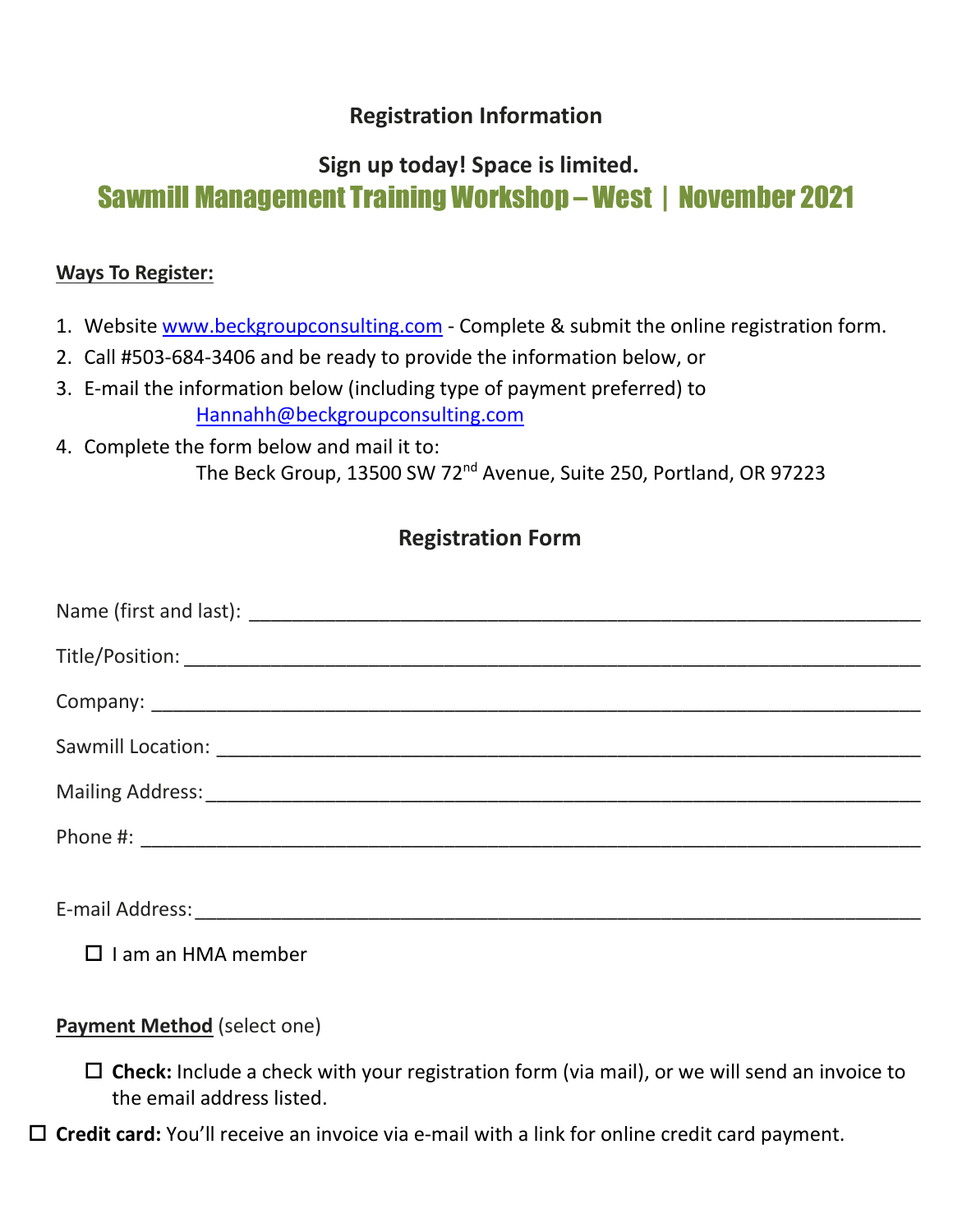## Registration Information

### Sign up today! Space is limited.

## Sawmill Management Training Workshop – West | November 2021

**Ways To Register:**

1. Website [www.beckgroupconsulting.com](http://www.beckgroupconsulting.com) - Complete & submit the online registration form.
2. Call #503-684-3406 and be ready to provide the information below, or
3. E-mail the information below (including type of payment preferred) to [Hannahh@beckgroupconsulting.com](mailto:Hannahh@beckgroupconsulting.com)
4. Complete the form below and mail it to: The Beck Group, 13500 SW 72nd Avenue, Suite 250, Portland, OR 97223

### Registration Form

Name (first and last): ______________________________________________

Title/Position: ______________________________________________

Company: ______________________________________________

Sawmill Location: ______________________________________________

Mailing Address: ______________________________________________

Phone #: ______________________________________________

E-mail Address: ______________________________________________

☐ I am an HMA member

**Payment Method** (select one)

☐ **Check:** Include a check with your registration form (via mail), or we will send an invoice to the email address listed.

☐ **Credit card:** You'll receive an invoice via e-mail with a link for online credit card payment.